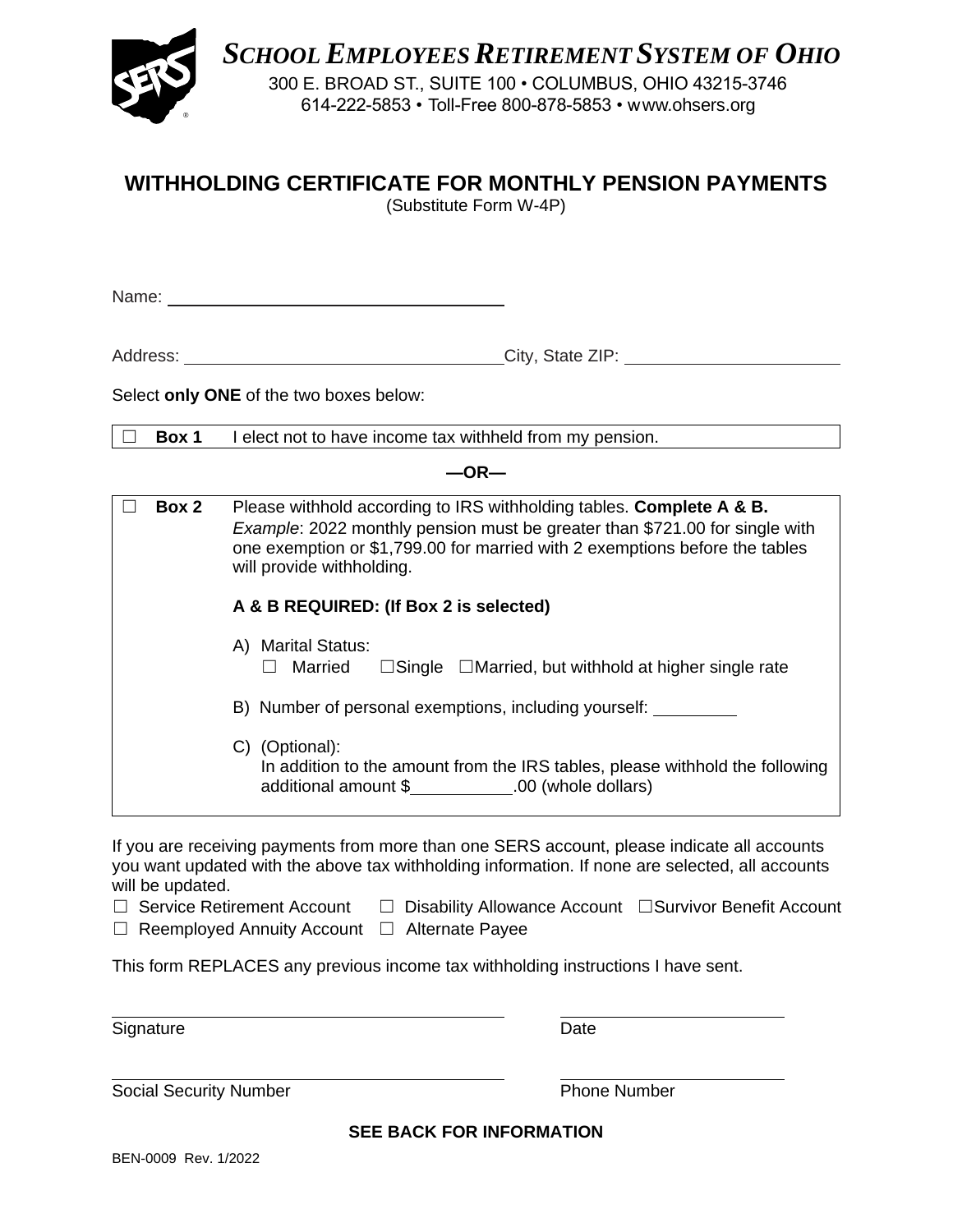# SCHOOL EMPLOYEES RETIREMENT SYSTEM OF OHIO

300 E. BROAD ST., SUITE 100 • COLUMBUS, OHIO 43215-3746
614-222-5853 • Toll-Free 800-878-5853 • www.ohsers.org

## WITHHOLDING CERTIFICATE FOR MONTHLY PENSION PAYMENTS

(Substitute Form W-4P)

Name: ______________________________

Address: ______________________________ City, State ZIP: ____________________

Select **only ONE** of the two boxes below:

☐ **Box 1** I elect not to have income tax withheld from my pension.

**—OR—**

☐ **Box 2** Please withhold according to IRS withholding tables. **Complete A & B.**
*Example*: 2022 monthly pension must be greater than $721.00 for single with one exemption or $1,799.00 for married with 2 exemptions before the tables will provide withholding.

**A & B REQUIRED: (If Box 2 is selected)**

A) Marital Status:
☐ Married ☐Single ☐Married, but withhold at higher single rate

B) Number of personal exemptions, including yourself: ________

C) (Optional):
In addition to the amount from the IRS tables, please withhold the following additional amount $__________.00 (whole dollars)

If you are receiving payments from more than one SERS account, please indicate all accounts you want updated with the above tax withholding information. If none are selected, all accounts will be updated.

☐ Service Retirement Account ☐ Disability Allowance Account ☐Survivor Benefit Account
☐ Reemployed Annuity Account ☐ Alternate Payee

This form REPLACES any previous income tax withholding instructions I have sent.

______________________________ ____________________
Signature Date

______________________________ ____________________
Social Security Number Phone Number

**SEE BACK FOR INFORMATION**

BEN-0009 Rev. 1/2022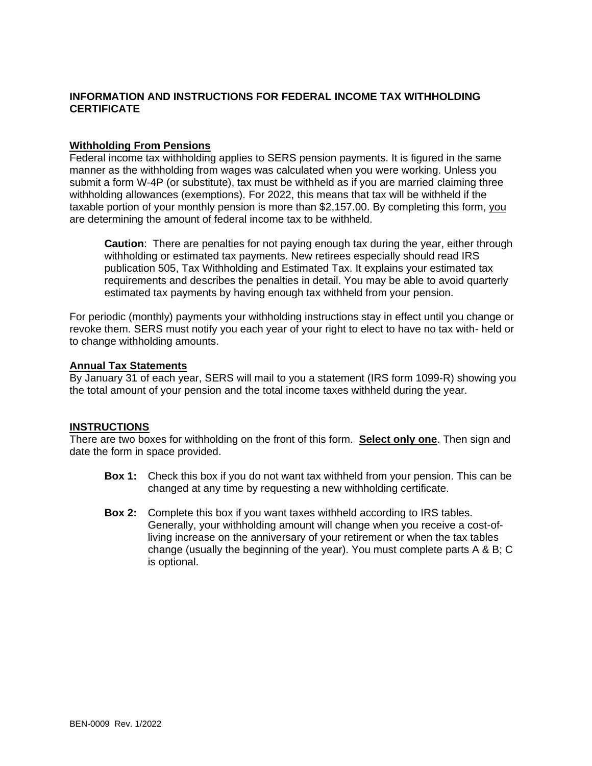## INFORMATION AND INSTRUCTIONS FOR FEDERAL INCOME TAX WITHHOLDING CERTIFICATE

### Withholding From Pensions

Federal income tax withholding applies to SERS pension payments. It is figured in the same manner as the withholding from wages was calculated when you were working. Unless you submit a form W-4P (or substitute), tax must be withheld as if you are married claiming three withholding allowances (exemptions). For 2022, this means that tax will be withheld if the taxable portion of your monthly pension is more than $2,157.00. By completing this form, you are determining the amount of federal income tax to be withheld.

> **Caution**: There are penalties for not paying enough tax during the year, either through withholding or estimated tax payments. New retirees especially should read IRS publication 505, Tax Withholding and Estimated Tax. It explains your estimated tax requirements and describes the penalties in detail. You may be able to avoid quarterly estimated tax payments by having enough tax withheld from your pension.

For periodic (monthly) payments your withholding instructions stay in effect until you change or revoke them. SERS must notify you each year of your right to elect to have no tax with- held or to change withholding amounts.

### Annual Tax Statements

By January 31 of each year, SERS will mail to you a statement (IRS form 1099-R) showing you the total amount of your pension and the total income taxes withheld during the year.

### INSTRUCTIONS

There are two boxes for withholding on the front of this form. **Select only one**. Then sign and date the form in space provided.

- **Box 1:** Check this box if you do not want tax withheld from your pension. This can be changed at any time by requesting a new withholding certificate.

- **Box 2:** Complete this box if you want taxes withheld according to IRS tables. Generally, your withholding amount will change when you receive a cost-of-living increase on the anniversary of your retirement or when the tax tables change (usually the beginning of the year). You must complete parts A & B; C is optional.

BEN-0009 Rev. 1/2022